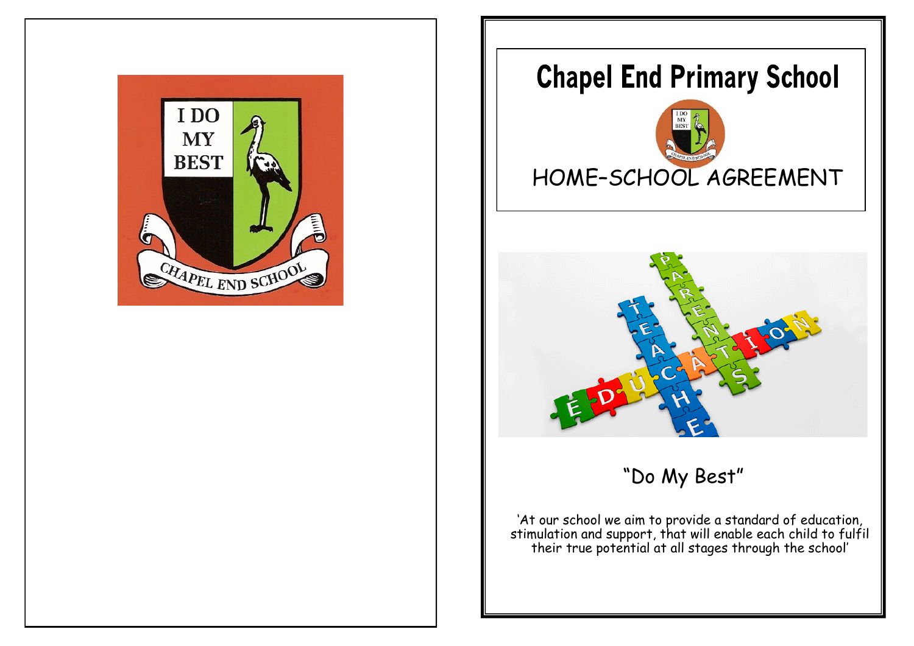# Chapel End Primary School

## HOME-SCHOOL AGREEMENT

"Do My Best"

'At our school we aim to provide a standard of education, stimulation and support, that will enable each child to fulfil their true potential at all stages through the school'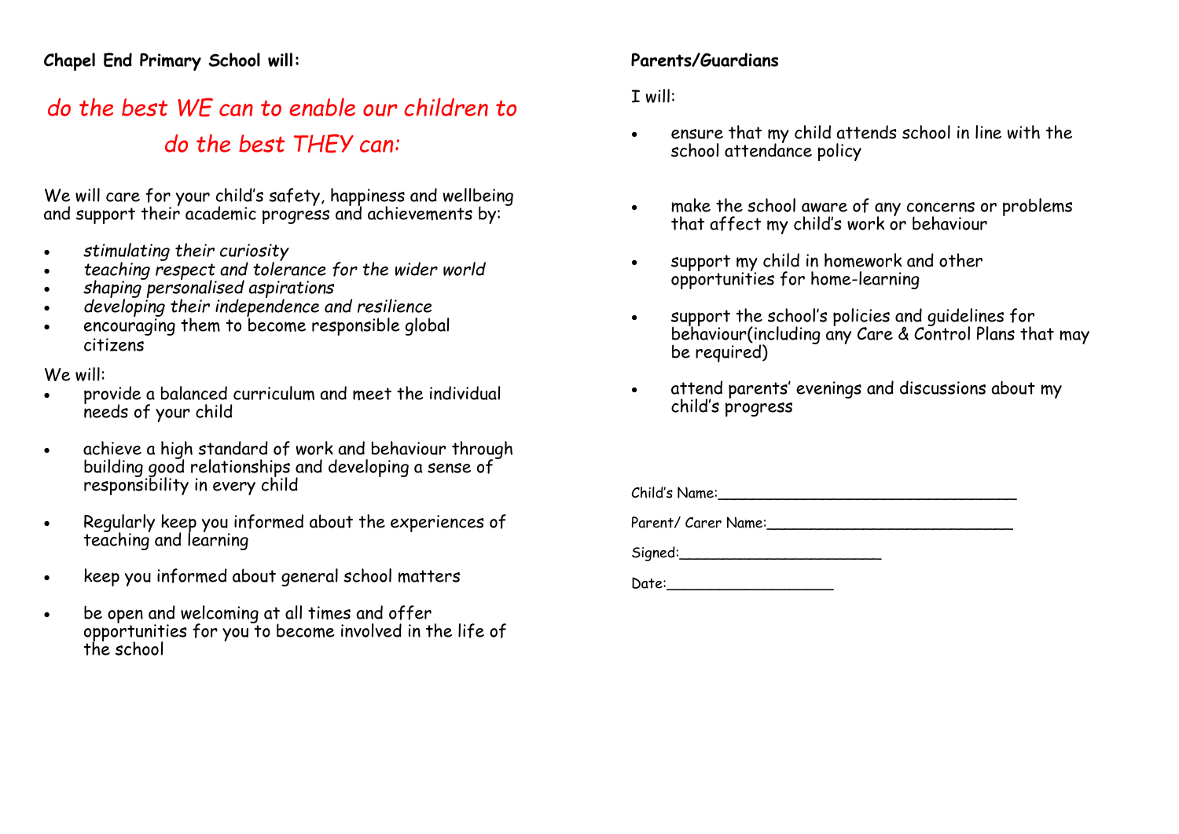**Chapel End Primary School will:**

*do the best WE can to enable our children to do the best THEY can:*

We will care for your child's safety, happiness and wellbeing and support their academic progress and achievements by:

- *stimulating their curiosity*
- *teaching respect and tolerance for the wider world*
- *shaping personalised aspirations*
- *developing their independence and resilience*
- encouraging them to become responsible global citizens

We will:

- provide a balanced curriculum and meet the individual needs of your child
- achieve a high standard of work and behaviour through building good relationships and developing a sense of responsibility in every child
- Regularly keep you informed about the experiences of teaching and learning
- keep you informed about general school matters
- be open and welcoming at all times and offer opportunities for you to become involved in the life of the school

**Parents/Guardians**

I will:

- ensure that my child attends school in line with the school attendance policy
- make the school aware of any concerns or problems that affect my child's work or behaviour
- support my child in homework and other opportunities for home-learning
- support the school's policies and guidelines for behaviour(including any Care & Control Plans that may be required)
- attend parents' evenings and discussions about my child's progress

Child's Name:_________________________________

Parent/ Carer Name:___________________________

Signed:______________________

Date:__________________